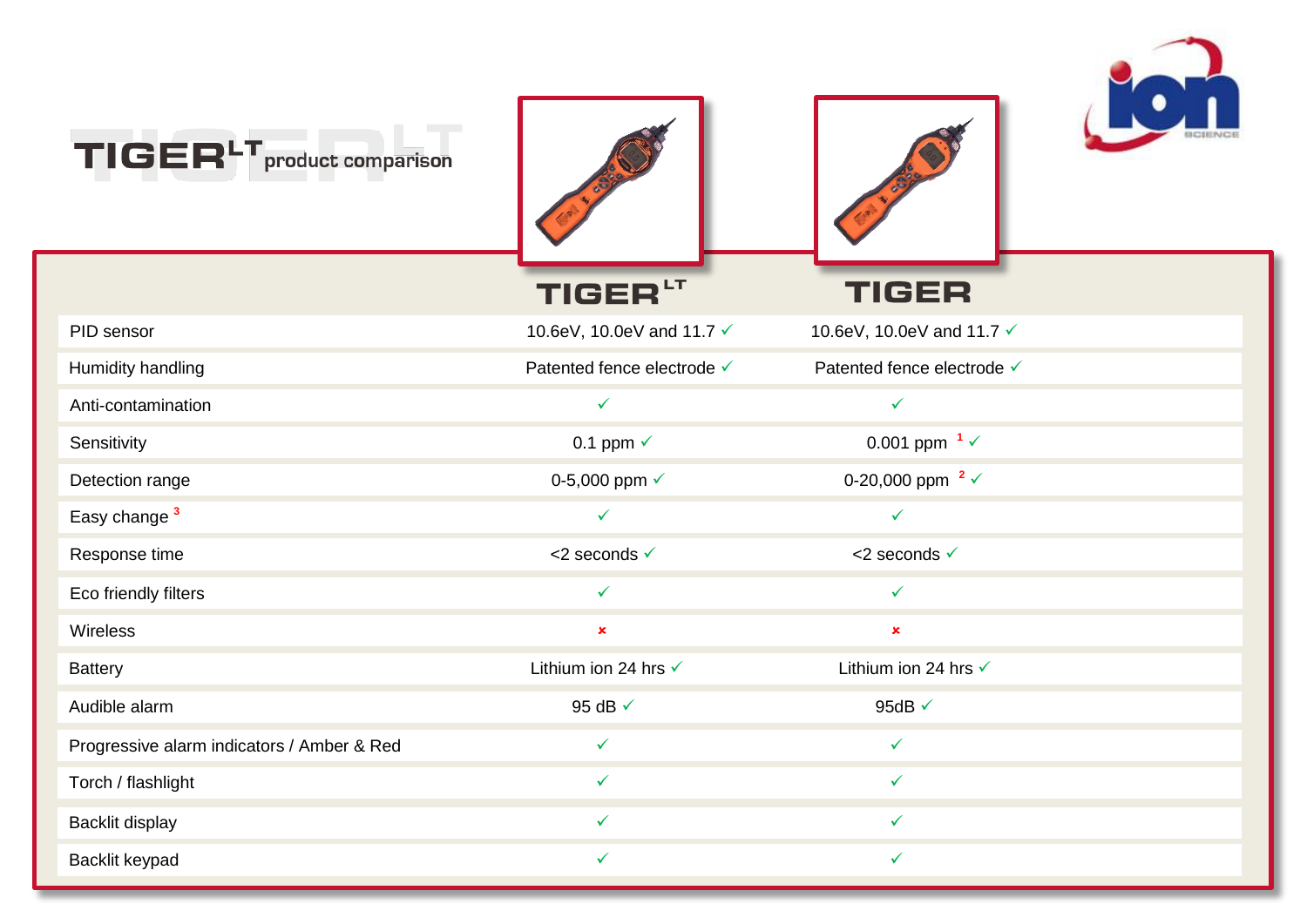# TIGER^LT product comparison

| | TIGER^LT | TIGER |
|---|---|---|
| PID sensor | 10.6eV, 10.0eV and 11.7 ✓ | 10.6eV, 10.0eV and 11.7 ✓ |
| Humidity handling | Patented fence electrode ✓ | Patented fence electrode ✓ |
| Anti-contamination | ✓ | ✓ |
| Sensitivity | 0.1 ppm ✓ | 0.001 ppm [1] ✓ |
| Detection range | 0-5,000 ppm ✓ | 0-20,000 ppm [2] ✓ |
| Easy change [3] | ✓ | ✓ |
| Response time | <2 seconds ✓ | <2 seconds ✓ |
| Eco friendly filters | ✓ | ✓ |
| Wireless | × | × |
| Battery | Lithium ion 24 hrs ✓ | Lithium ion 24 hrs ✓ |
| Audible alarm | 95 dB ✓ | 95dB ✓ |
| Progressive alarm indicators / Amber & Red | ✓ | ✓ |
| Torch / flashlight | ✓ | ✓ |
| Backlit display | ✓ | ✓ |
| Backlit keypad | ✓ | ✓ |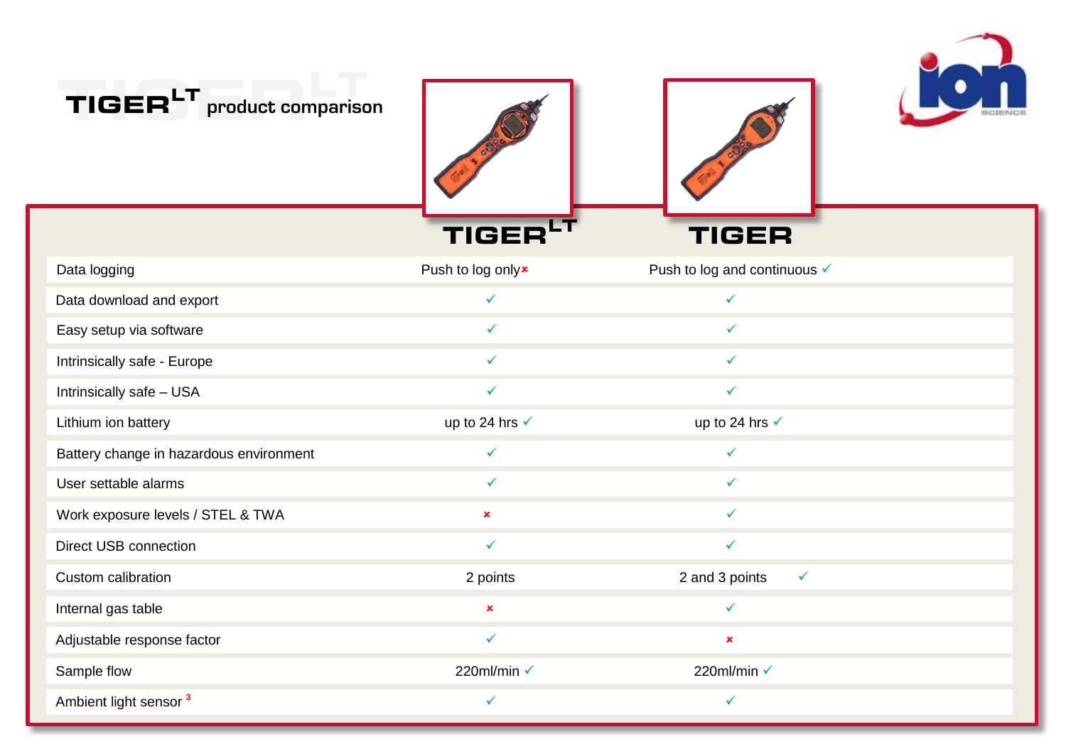# TIGER[LT] product comparison

| | TIGER[LT] | TIGER |
|---|---|---|
| Data logging | Push to log only ✗ | Push to log and continuous ✓ |
| Data download and export | ✓ | ✓ |
| Easy setup via software | ✓ | ✓ |
| Intrinsically safe - Europe | ✓ | ✓ |
| Intrinsically safe – USA | ✓ | ✓ |
| Lithium ion battery | up to 24 hrs ✓ | up to 24 hrs ✓ |
| Battery change in hazardous environment | ✓ | ✓ |
| User settable alarms | ✓ | ✓ |
| Work exposure levels / STEL & TWA | ✗ | ✓ |
| Direct USB connection | ✓ | ✓ |
| Custom calibration | 2 points | 2 and 3 points ✓ |
| Internal gas table | ✗ | ✓ |
| Adjustable response factor | ✓ | ✗ |
| Sample flow | 220ml/min ✓ | 220ml/min ✓ |
| Ambient light sensor [3] | ✓ | ✓ |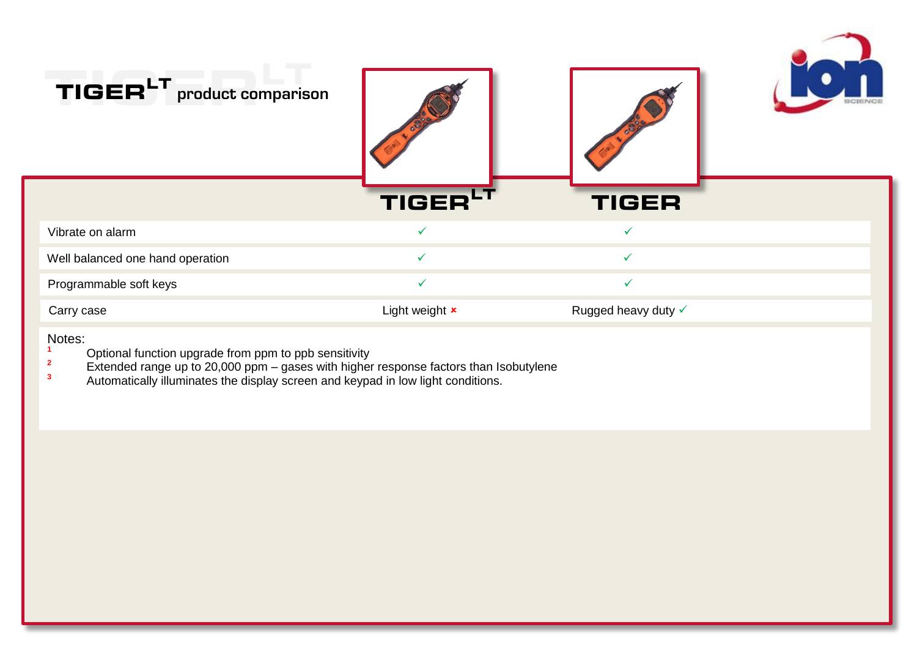# TIGER$^{LT}$ product comparison

| | TIGER$^{LT}$ | TIGER |
| --- | --- | --- |
| Vibrate on alarm | ✓ | ✓ |
| Well balanced one hand operation | ✓ | ✓ |
| Programmable soft keys | ✓ | ✓ |
| Carry case | Light weight × | Rugged heavy duty ✓ |

Notes:

[1] Optional function upgrade from ppm to ppb sensitivity

[2] Extended range up to 20,000 ppm – gases with higher response factors than Isobutylene

[3] Automatically illuminates the display screen and keypad in low light conditions.